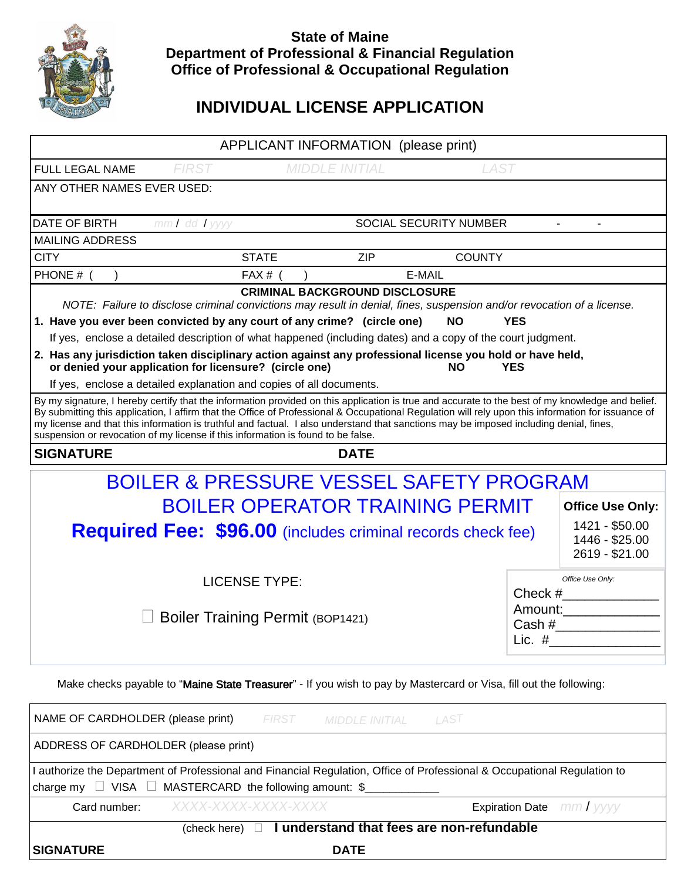**State of Maine**
**Department of Professional & Financial Regulation**
**Office of Professional & Occupational Regulation**

# INDIVIDUAL LICENSE APPLICATION

| APPLICANT INFORMATION (please print) | | | |
|---|---|---|---|
| FULL LEGAL NAME | FIRST | MIDDLE INITIAL | LAST |
| ANY OTHER NAMES EVER USED: | | | |
| DATE OF BIRTH mm / dd / yyyy | | SOCIAL SECURITY NUMBER - - | |
| MAILING ADDRESS | | | |
| CITY | STATE | ZIP | COUNTY |
| PHONE # ( ) | FAX # ( ) | E-MAIL | |

**CRIMINAL BACKGROUND DISCLOSURE**

*NOTE: Failure to disclose criminal convictions may result in denial, fines, suspension and/or revocation of a license.*

1. **Have you ever been convicted by any court of any crime? (circle one) NO YES**
   If yes, enclose a detailed description of what happened (including dates) and a copy of the court judgment.
2. **Has any jurisdiction taken disciplinary action against any professional license you hold or have held, or denied your application for licensure? (circle one) NO YES**
   If yes, enclose a detailed explanation and copies of all documents.

By my signature, I hereby certify that the information provided on this application is true and accurate to the best of my knowledge and belief. By submitting this application, I affirm that the Office of Professional & Occupational Regulation will rely upon this information for issuance of my license and that this information is truthful and factual. I also understand that sanctions may be imposed including denial, fines, suspension or revocation of my license if this information is found to be false.

**SIGNATURE** **DATE**

## BOILER & PRESSURE VESSEL SAFETY PROGRAM

## BOILER OPERATOR TRAINING PERMIT

**Required Fee: $96.00** (includes criminal records check fee)

**Office Use Only:**
1421 - $50.00
1446 - $25.00
2619 - $21.00

LICENSE TYPE:

☐ Boiler Training Permit (BOP1421)

*Office Use Only:*
Check #____________
Amount:____________
Cash #____________
Lic. #____________

Make checks payable to "Maine State Treasurer" - If you wish to pay by Mastercard or Visa, fill out the following:

| NAME OF CARDHOLDER (please print) FIRST MIDDLE INITIAL LAST | |
|---|---|
| ADDRESS OF CARDHOLDER (please print) | |
| I authorize the Department of Professional and Financial Regulation, Office of Professional & Occupational Regulation to charge my ☐ VISA ☐ MASTERCARD the following amount: $___________ | |
| Card number: XXXX-XXXX-XXXX-XXXX | Expiration Date mm / yyyy |
| (check here) ☐ **I understand that fees are non-refundable** | |
| **SIGNATURE** | **DATE** |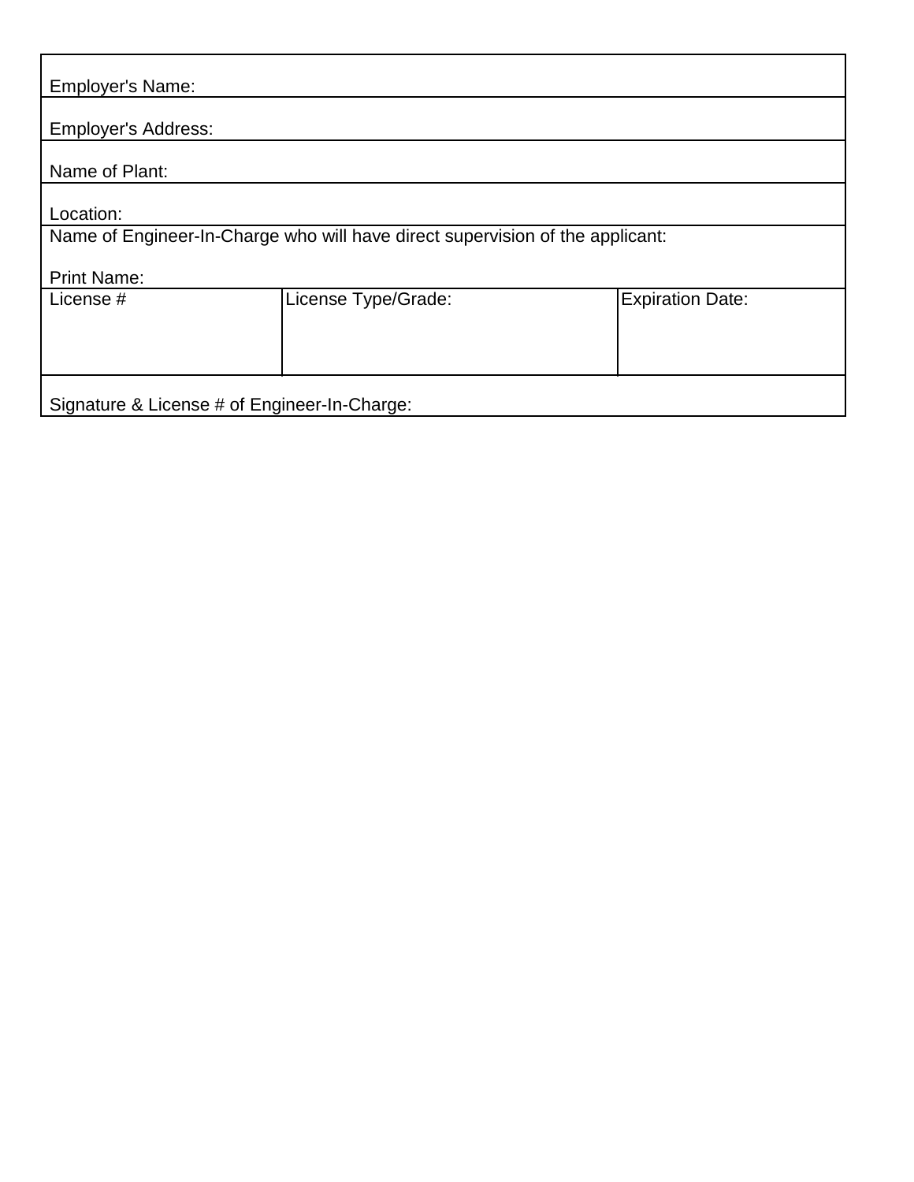| Employer's Name: | | |
|---|---|---|
| Employer's Address: | | |
| Name of Plant: | | |
| Location: | | |
| Name of Engineer-In-Charge who will have direct supervision of the applicant:<br><br>Print Name: | | |
| License # | License Type/Grade: | Expiration Date: |
| Signature & License # of Engineer-In-Charge: | | |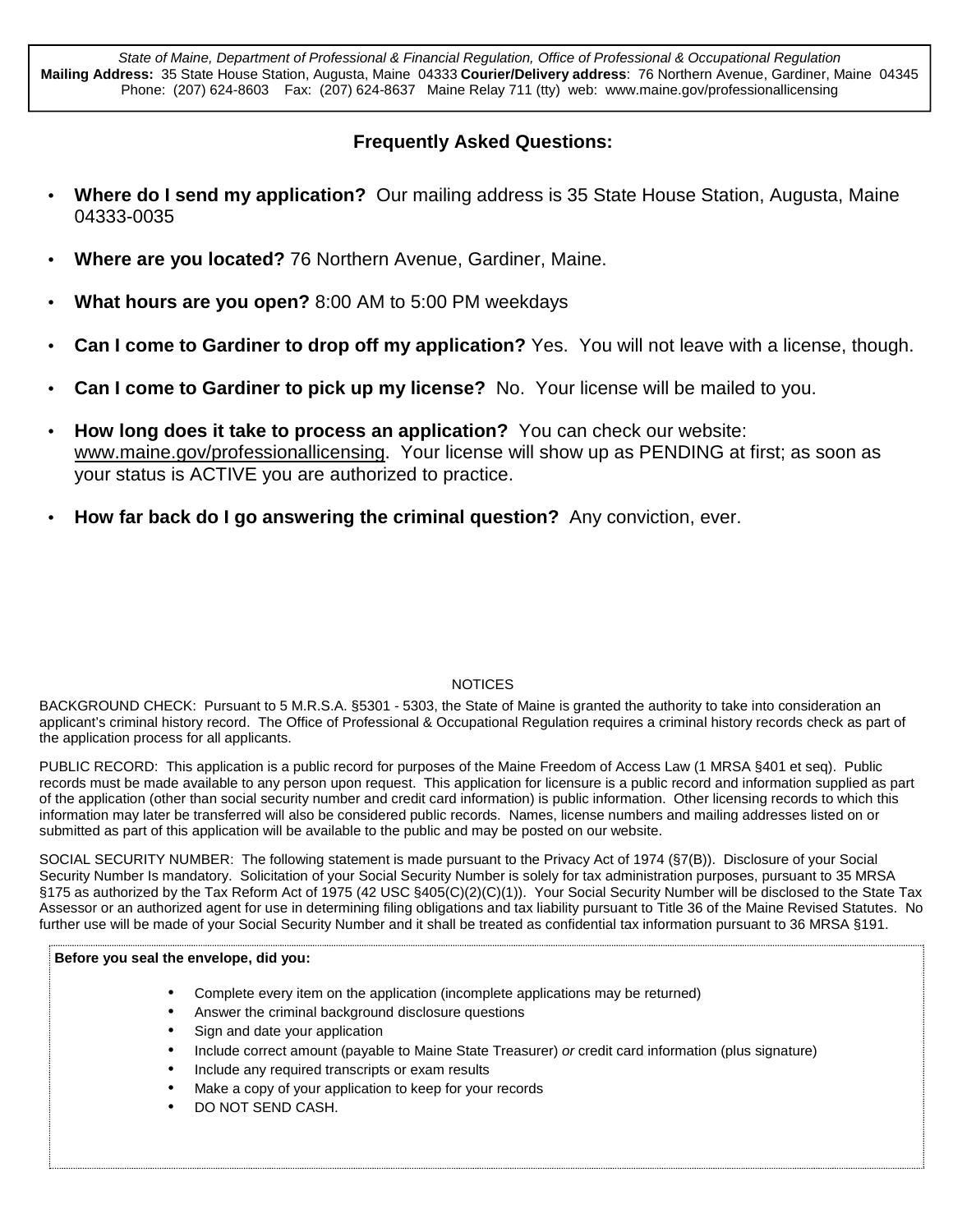*State of Maine, Department of Professional & Financial Regulation, Office of Professional & Occupational Regulation*
**Mailing Address:** 35 State House Station, Augusta, Maine 04333 **Courier/Delivery address**: 76 Northern Avenue, Gardiner, Maine 04345
Phone: (207) 624-8603 Fax: (207) 624-8637 Maine Relay 711 (tty) web: www.maine.gov/professionallicensing

## Frequently Asked Questions:

- **Where do I send my application?** Our mailing address is 35 State House Station, Augusta, Maine 04333-0035
- **Where are you located?** 76 Northern Avenue, Gardiner, Maine.
- **What hours are you open?** 8:00 AM to 5:00 PM weekdays
- **Can I come to Gardiner to drop off my application?** Yes. You will not leave with a license, though.
- **Can I come to Gardiner to pick up my license?** No. Your license will be mailed to you.
- **How long does it take to process an application?** You can check our website: www.maine.gov/professionallicensing. Your license will show up as PENDING at first; as soon as your status is ACTIVE you are authorized to practice.
- **How far back do I go answering the criminal question?** Any conviction, ever.

### NOTICES

BACKGROUND CHECK: Pursuant to 5 M.R.S.A. §5301 - 5303, the State of Maine is granted the authority to take into consideration an applicant's criminal history record. The Office of Professional & Occupational Regulation requires a criminal history records check as part of the application process for all applicants.

PUBLIC RECORD: This application is a public record for purposes of the Maine Freedom of Access Law (1 MRSA §401 et seq). Public records must be made available to any person upon request. This application for licensure is a public record and information supplied as part of the application (other than social security number and credit card information) is public information. Other licensing records to which this information may later be transferred will also be considered public records. Names, license numbers and mailing addresses listed on or submitted as part of this application will be available to the public and may be posted on our website.

SOCIAL SECURITY NUMBER: The following statement is made pursuant to the Privacy Act of 1974 (§7(B)). Disclosure of your Social Security Number Is mandatory. Solicitation of your Social Security Number is solely for tax administration purposes, pursuant to 35 MRSA §175 as authorized by the Tax Reform Act of 1975 (42 USC §405(C)(2)(C)(1)). Your Social Security Number will be disclosed to the State Tax Assessor or an authorized agent for use in determining filing obligations and tax liability pursuant to Title 36 of the Maine Revised Statutes. No further use will be made of your Social Security Number and it shall be treated as confidential tax information pursuant to 36 MRSA §191.

**Before you seal the envelope, did you:**

- Complete every item on the application (incomplete applications may be returned)
- Answer the criminal background disclosure questions
- Sign and date your application
- Include correct amount (payable to Maine State Treasurer) *or* credit card information (plus signature)
- Include any required transcripts or exam results
- Make a copy of your application to keep for your records
- DO NOT SEND CASH.